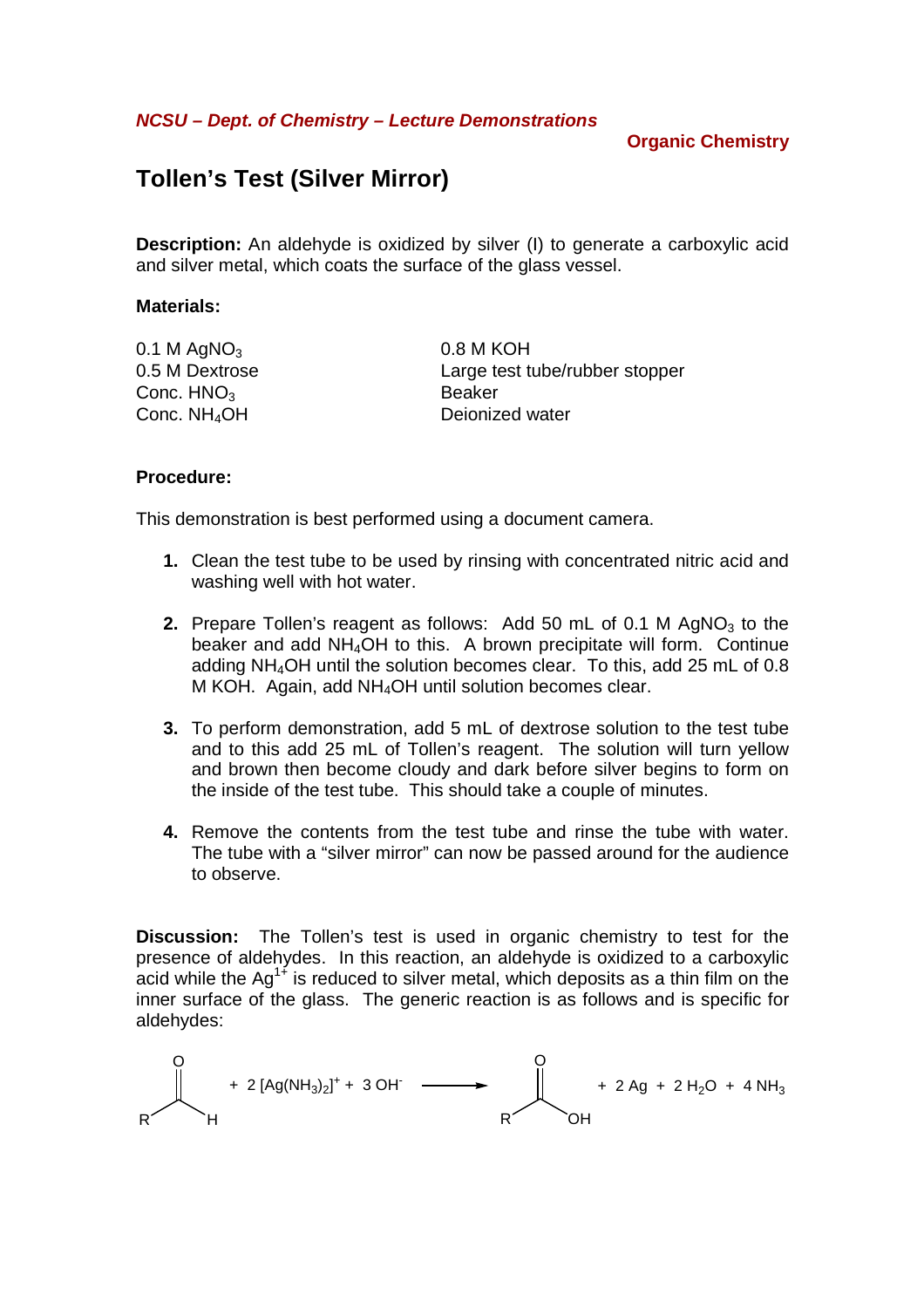*NCSU – Dept. of Chemistry – Lecture Demonstrations*

**Organic Chemistry**

# Tollen's Test (Silver Mirror)

**Description:** An aldehyde is oxidized by silver (I) to generate a carboxylic acid and silver metal, which coats the surface of the glass vessel.

**Materials:**

| | |
|---|---|
| 0.1 M $AgNO_3$ | 0.8 M KOH |
| 0.5 M Dextrose | Large test tube/rubber stopper |
| Conc. $HNO_3$ | Beaker |
| Conc. $NH_4OH$ | Deionized water |

**Procedure:**

This demonstration is best performed using a document camera.

1. Clean the test tube to be used by rinsing with concentrated nitric acid and washing well with hot water.

2. Prepare Tollen's reagent as follows: Add 50 mL of 0.1 M $AgNO_3$ to the beaker and add $NH_4OH$ to this. A brown precipitate will form. Continue adding $NH_4OH$ until the solution becomes clear. To this, add 25 mL of 0.8 M KOH. Again, add $NH_4OH$ until solution becomes clear.

3. To perform demonstration, add 5 mL of dextrose solution to the test tube and to this add 25 mL of Tollen's reagent. The solution will turn yellow and brown then become cloudy and dark before silver begins to form on the inside of the test tube. This should take a couple of minutes.

4. Remove the contents from the test tube and rinse the tube with water. The tube with a "silver mirror" can now be passed around for the audience to observe.

**Discussion:** The Tollen's test is used in organic chemistry to test for the presence of aldehydes. In this reaction, an aldehyde is oxidized to a carboxylic acid while the $Ag^{1+}$ is reduced to silver metal, which deposits as a thin film on the inner surface of the glass. The generic reaction is as follows and is specific for aldehydes:

$$RCHO + 2\,[Ag(NH_3)_2]^+ + 3\,OH^- \longrightarrow RCOOH + 2\,Ag + 2\,H_2O + 4\,NH_3$$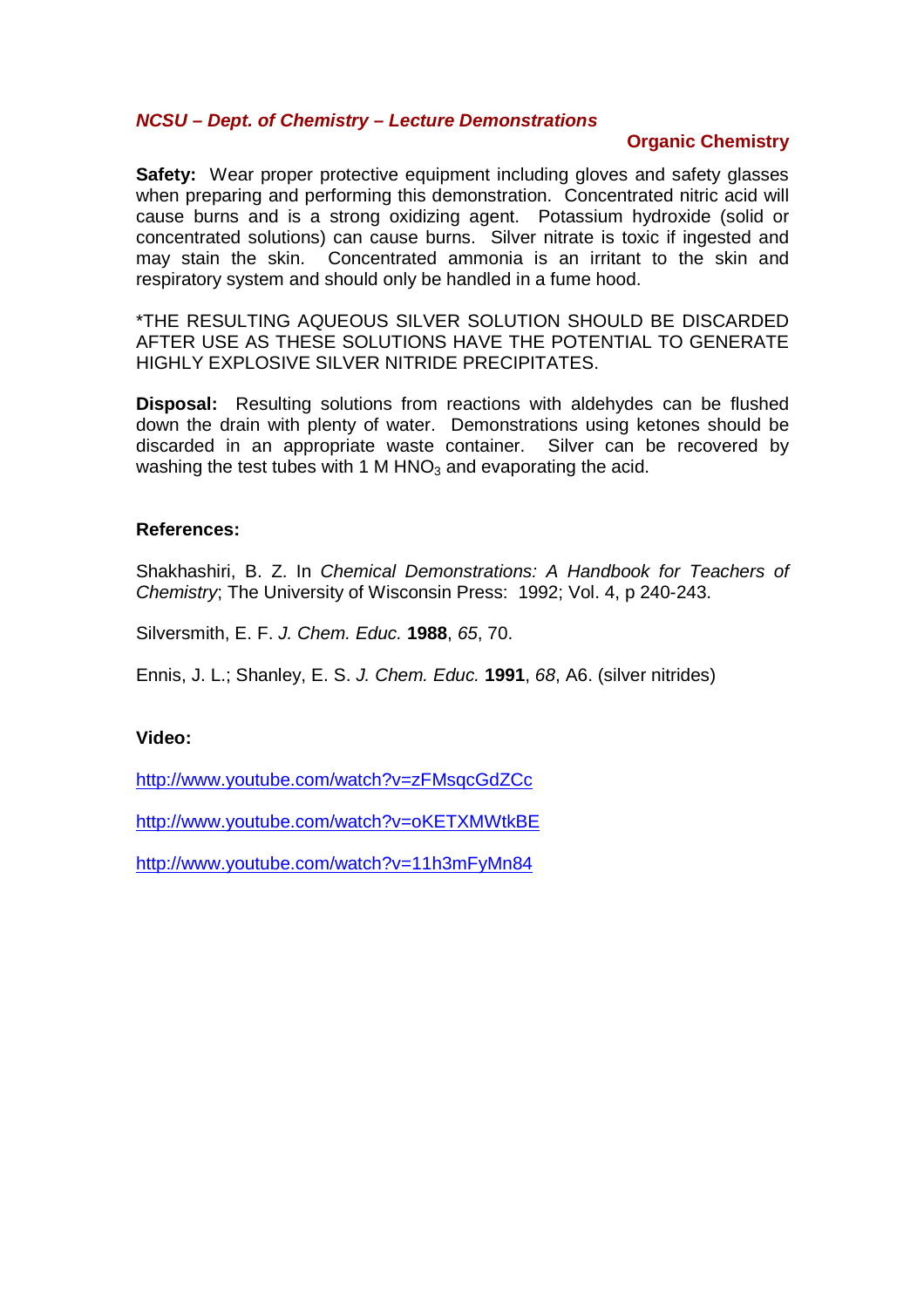*NCSU – Dept. of Chemistry – Lecture Demonstrations*

**Organic Chemistry**

**Safety:** Wear proper protective equipment including gloves and safety glasses when preparing and performing this demonstration. Concentrated nitric acid will cause burns and is a strong oxidizing agent. Potassium hydroxide (solid or concentrated solutions) can cause burns. Silver nitrate is toxic if ingested and may stain the skin. Concentrated ammonia is an irritant to the skin and respiratory system and should only be handled in a fume hood.

*THE RESULTING AQUEOUS SILVER SOLUTION SHOULD BE DISCARDED AFTER USE AS THESE SOLUTIONS HAVE THE POTENTIAL TO GENERATE HIGHLY EXPLOSIVE SILVER NITRIDE PRECIPITATES.

**Disposal:** Resulting solutions from reactions with aldehydes can be flushed down the drain with plenty of water. Demonstrations using ketones should be discarded in an appropriate waste container. Silver can be recovered by washing the test tubes with 1 M $HNO_3$ and evaporating the acid.

**References:**

Shakhashiri, B. Z. In *Chemical Demonstrations: A Handbook for Teachers of Chemistry*; The University of Wisconsin Press: 1992; Vol. 4, p 240-243.

Silversmith, E. F. *J. Chem. Educ.* **1988**, *65*, 70.

Ennis, J. L.; Shanley, E. S. *J. Chem. Educ.* **1991**, *68*, A6. (silver nitrides)

**Video:**

http://www.youtube.com/watch?v=zFMsqcGdZCc

http://www.youtube.com/watch?v=oKETXMWtkBE

http://www.youtube.com/watch?v=11h3mFyMn84